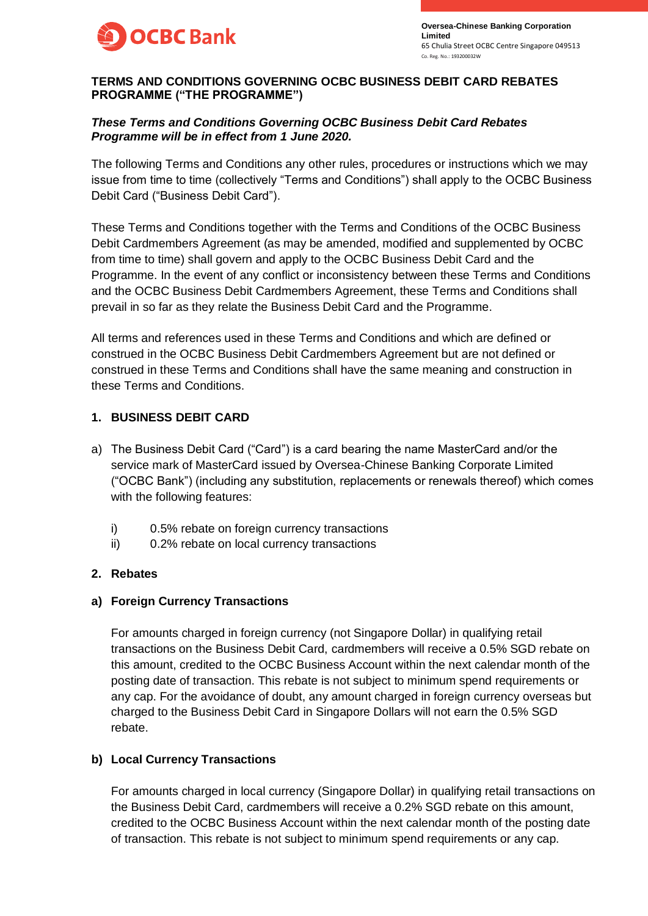**Oversea-Chinese Banking Corporation Limited**
65 Chulia Street OCBC Centre Singapore 049513
Co. Reg. No.: 193200032W

# TERMS AND CONDITIONS GOVERNING OCBC BUSINESS DEBIT CARD REBATES PROGRAMME ("THE PROGRAMME")

***These Terms and Conditions Governing OCBC Business Debit Card Rebates Programme will be in effect from 1 June 2020.***

The following Terms and Conditions any other rules, procedures or instructions which we may issue from time to time (collectively "Terms and Conditions") shall apply to the OCBC Business Debit Card ("Business Debit Card").

These Terms and Conditions together with the Terms and Conditions of the OCBC Business Debit Cardmembers Agreement (as may be amended, modified and supplemented by OCBC from time to time) shall govern and apply to the OCBC Business Debit Card and the Programme. In the event of any conflict or inconsistency between these Terms and Conditions and the OCBC Business Debit Cardmembers Agreement, these Terms and Conditions shall prevail in so far as they relate the Business Debit Card and the Programme.

All terms and references used in these Terms and Conditions and which are defined or construed in the OCBC Business Debit Cardmembers Agreement but are not defined or construed in these Terms and Conditions shall have the same meaning and construction in these Terms and Conditions.

## 1. BUSINESS DEBIT CARD

a) The Business Debit Card ("Card") is a card bearing the name MasterCard and/or the service mark of MasterCard issued by Oversea-Chinese Banking Corporate Limited ("OCBC Bank") (including any substitution, replacements or renewals thereof) which comes with the following features:

   i) 0.5% rebate on foreign currency transactions
   ii) 0.2% rebate on local currency transactions

## 2. Rebates

### a) Foreign Currency Transactions

For amounts charged in foreign currency (not Singapore Dollar) in qualifying retail transactions on the Business Debit Card, cardmembers will receive a 0.5% SGD rebate on this amount, credited to the OCBC Business Account within the next calendar month of the posting date of transaction. This rebate is not subject to minimum spend requirements or any cap. For the avoidance of doubt, any amount charged in foreign currency overseas but charged to the Business Debit Card in Singapore Dollars will not earn the 0.5% SGD rebate.

### b) Local Currency Transactions

For amounts charged in local currency (Singapore Dollar) in qualifying retail transactions on the Business Debit Card, cardmembers will receive a 0.2% SGD rebate on this amount, credited to the OCBC Business Account within the next calendar month of the posting date of transaction. This rebate is not subject to minimum spend requirements or any cap.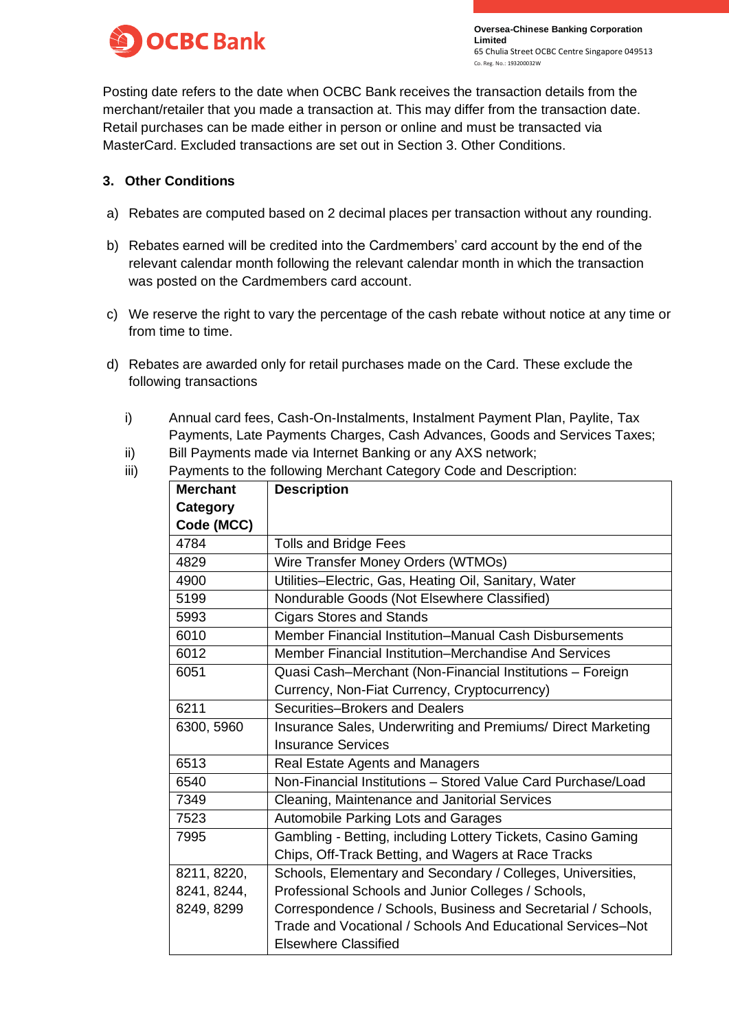Posting date refers to the date when OCBC Bank receives the transaction details from the merchant/retailer that you made a transaction at. This may differ from the transaction date. Retail purchases can be made either in person or online and must be transacted via MasterCard. Excluded transactions are set out in Section 3. Other Conditions.

### 3. Other Conditions

a) Rebates are computed based on 2 decimal places per transaction without any rounding.

b) Rebates earned will be credited into the Cardmembers' card account by the end of the relevant calendar month following the relevant calendar month in which the transaction was posted on the Cardmembers card account.

c) We reserve the right to vary the percentage of the cash rebate without notice at any time or from time to time.

d) Rebates are awarded only for retail purchases made on the Card. These exclude the following transactions

i) Annual card fees, Cash-On-Instalments, Instalment Payment Plan, Paylite, Tax Payments, Late Payments Charges, Cash Advances, Goods and Services Taxes;

ii) Bill Payments made via Internet Banking or any AXS network;

iii) Payments to the following Merchant Category Code and Description:

| Merchant Category Code (MCC) | Description |
|---|---|
| 4784 | Tolls and Bridge Fees |
| 4829 | Wire Transfer Money Orders (WTMOs) |
| 4900 | Utilities–Electric, Gas, Heating Oil, Sanitary, Water |
| 5199 | Nondurable Goods (Not Elsewhere Classified) |
| 5993 | Cigars Stores and Stands |
| 6010 | Member Financial Institution–Manual Cash Disbursements |
| 6012 | Member Financial Institution–Merchandise And Services |
| 6051 | Quasi Cash–Merchant (Non-Financial Institutions – Foreign Currency, Non-Fiat Currency, Cryptocurrency) |
| 6211 | Securities–Brokers and Dealers |
| 6300, 5960 | Insurance Sales, Underwriting and Premiums/ Direct Marketing Insurance Services |
| 6513 | Real Estate Agents and Managers |
| 6540 | Non-Financial Institutions – Stored Value Card Purchase/Load |
| 7349 | Cleaning, Maintenance and Janitorial Services |
| 7523 | Automobile Parking Lots and Garages |
| 7995 | Gambling - Betting, including Lottery Tickets, Casino Gaming Chips, Off-Track Betting, and Wagers at Race Tracks |
| 8211, 8220, 8241, 8244, 8249, 8299 | Schools, Elementary and Secondary / Colleges, Universities, Professional Schools and Junior Colleges / Schools, Correspondence / Schools, Business and Secretarial / Schools, Trade and Vocational / Schools And Educational Services–Not Elsewhere Classified |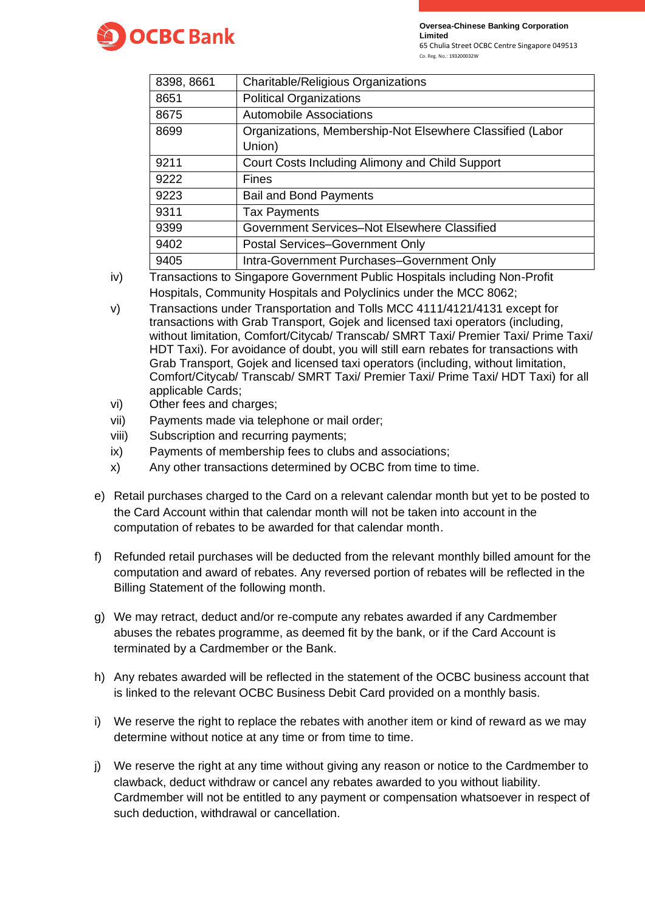| 8398, 8661 | Charitable/Religious Organizations |
|---|---|
| 8651 | Political Organizations |
| 8675 | Automobile Associations |
| 8699 | Organizations, Membership-Not Elsewhere Classified (Labor Union) |
| 9211 | Court Costs Including Alimony and Child Support |
| 9222 | Fines |
| 9223 | Bail and Bond Payments |
| 9311 | Tax Payments |
| 9399 | Government Services–Not Elsewhere Classified |
| 9402 | Postal Services–Government Only |
| 9405 | Intra-Government Purchases–Government Only |

iv) Transactions to Singapore Government Public Hospitals including Non-Profit Hospitals, Community Hospitals and Polyclinics under the MCC 8062;

v) Transactions under Transportation and Tolls MCC 4111/4121/4131 except for transactions with Grab Transport, Gojek and licensed taxi operators (including, without limitation, Comfort/Citycab/ Transcab/ SMRT Taxi/ Premier Taxi/ Prime Taxi/ HDT Taxi). For avoidance of doubt, you will still earn rebates for transactions with Grab Transport, Gojek and licensed taxi operators (including, without limitation, Comfort/Citycab/ Transcab/ SMRT Taxi/ Premier Taxi/ Prime Taxi/ HDT Taxi) for all applicable Cards;

vi) Other fees and charges;

vii) Payments made via telephone or mail order;

viii) Subscription and recurring payments;

ix) Payments of membership fees to clubs and associations;

x) Any other transactions determined by OCBC from time to time.

e) Retail purchases charged to the Card on a relevant calendar month but yet to be posted to the Card Account within that calendar month will not be taken into account in the computation of rebates to be awarded for that calendar month.

f) Refunded retail purchases will be deducted from the relevant monthly billed amount for the computation and award of rebates. Any reversed portion of rebates will be reflected in the Billing Statement of the following month.

g) We may retract, deduct and/or re-compute any rebates awarded if any Cardmember abuses the rebates programme, as deemed fit by the bank, or if the Card Account is terminated by a Cardmember or the Bank.

h) Any rebates awarded will be reflected in the statement of the OCBC business account that is linked to the relevant OCBC Business Debit Card provided on a monthly basis.

i) We reserve the right to replace the rebates with another item or kind of reward as we may determine without notice at any time or from time to time.

j) We reserve the right at any time without giving any reason or notice to the Cardmember to clawback, deduct withdraw or cancel any rebates awarded to you without liability. Cardmember will not be entitled to any payment or compensation whatsoever in respect of such deduction, withdrawal or cancellation.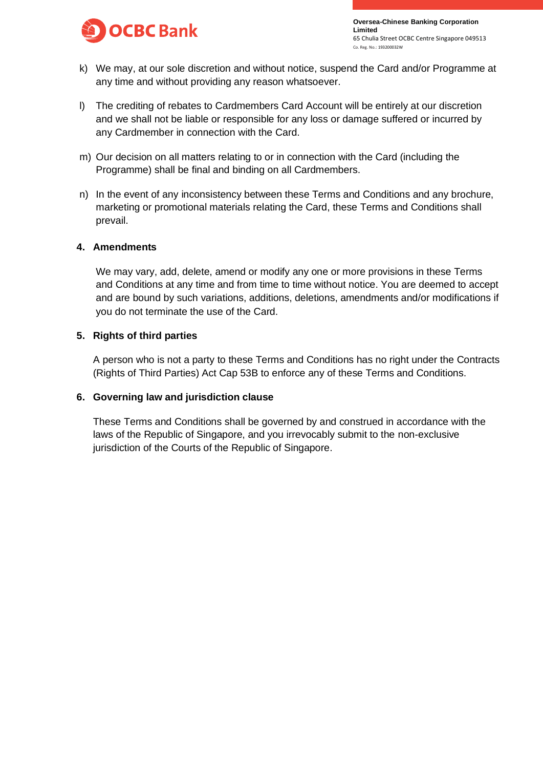k) We may, at our sole discretion and without notice, suspend the Card and/or Programme at any time and without providing any reason whatsoever.

l) The crediting of rebates to Cardmembers Card Account will be entirely at our discretion and we shall not be liable or responsible for any loss or damage suffered or incurred by any Cardmember in connection with the Card.

m) Our decision on all matters relating to or in connection with the Card (including the Programme) shall be final and binding on all Cardmembers.

n) In the event of any inconsistency between these Terms and Conditions and any brochure, marketing or promotional materials relating the Card, these Terms and Conditions shall prevail.

**4. Amendments**

We may vary, add, delete, amend or modify any one or more provisions in these Terms and Conditions at any time and from time to time without notice. You are deemed to accept and are bound by such variations, additions, deletions, amendments and/or modifications if you do not terminate the use of the Card.

**5. Rights of third parties**

A person who is not a party to these Terms and Conditions has no right under the Contracts (Rights of Third Parties) Act Cap 53B to enforce any of these Terms and Conditions.

**6. Governing law and jurisdiction clause**

These Terms and Conditions shall be governed by and construed in accordance with the laws of the Republic of Singapore, and you irrevocably submit to the non-exclusive jurisdiction of the Courts of the Republic of Singapore.